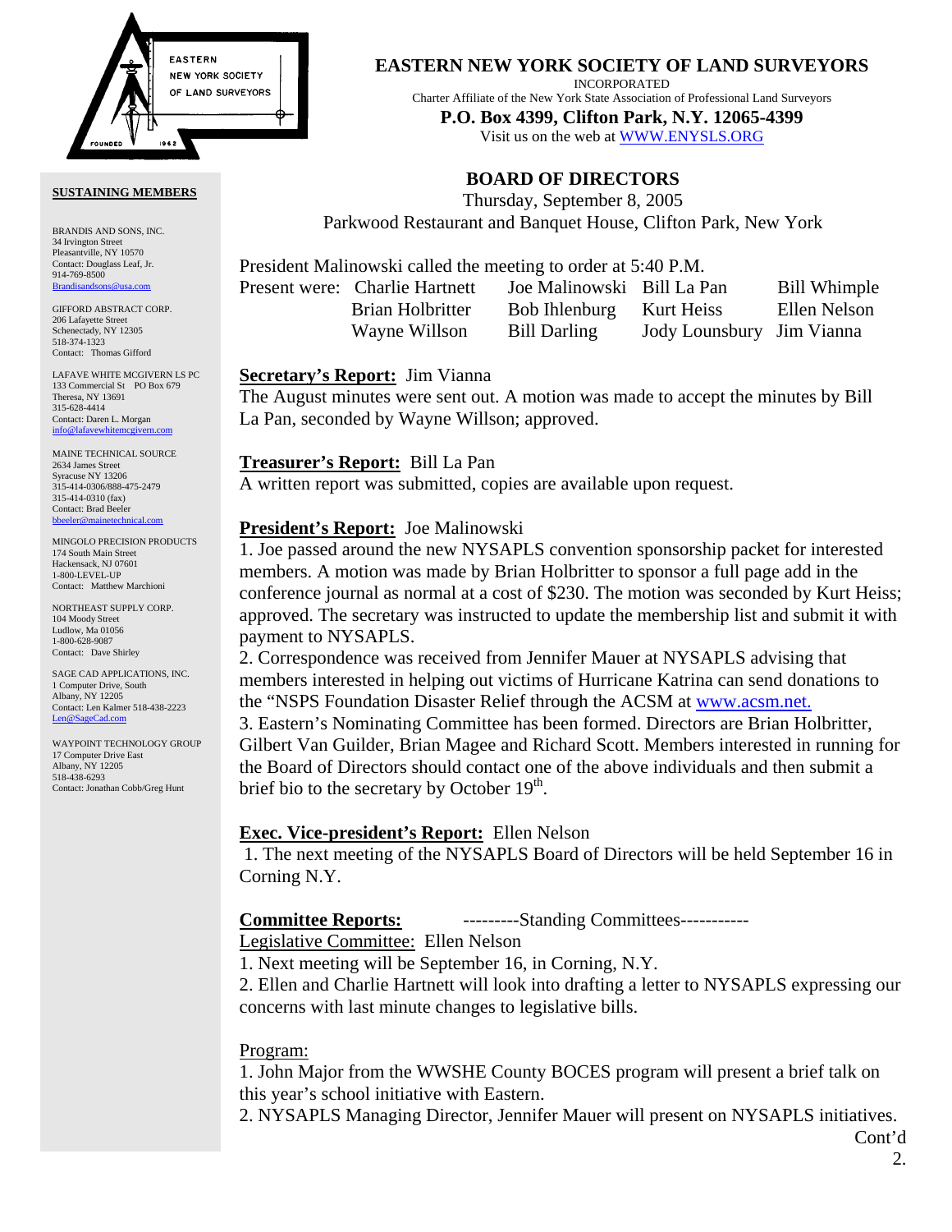# EASTERN NEW YORK SOCIETY OF LAND SURVEYORS

INCORPORATED

Charter Affiliate of the New York State Association of Professional Land Surveyors

**P.O. Box 4399, Clifton Park, N.Y. 12065-4399**

Visit us on the web at WWW.ENYSLS.ORG

**SUSTAINING MEMBERS**

BRANDIS AND SONS, INC.
34 Irvington Street
Pleasantville, NY 10570
Contact: Douglass Leaf, Jr.
914-769-8500
Brandisandsons@usa.com

GIFFORD ABSTRACT CORP.
206 Lafayette Street
Schenectady, NY 12305
518-374-1323
Contact: Thomas Gifford

LAFAVE WHITE MCGIVERN LS PC
133 Commercial St PO Box 679
Theresa, NY 13691
315-628-4414
Contact: Daren L. Morgan
info@lafavewhitemcgivern.com

MAINE TECHNICAL SOURCE
2634 James Street
Syracuse NY 13206
315-414-0306/888-475-2479
315-414-0310 (fax)
Contact: Brad Beeler
bbeeler@mainetechnical.com

MINGOLO PRECISION PRODUCTS
174 South Main Street
Hackensack, NJ 07601
1-800-LEVEL-UP
Contact: Matthew Marchioni

NORTHEAST SUPPLY CORP.
104 Moody Street
Ludlow, Ma 01056
1-800-628-9087
Contact: Dave Shirley

SAGE CAD APPLICATIONS, INC.
1 Computer Drive, South
Albany, NY 12205
Contact: Len Kalmer 518-438-2223
Len@SageCad.com

WAYPOINT TECHNOLOGY GROUP
17 Computer Drive East
Albany, NY 12205
518-438-6293
Contact: Jonathan Cobb/Greg Hunt

## BOARD OF DIRECTORS

Thursday, September 8, 2005
Parkwood Restaurant and Banquet House, Clifton Park, New York

President Malinowski called the meeting to order at 5:40 P.M.

| Present were: | Charlie Hartnett | Joe Malinowski | Bill La Pan | Bill Whimple |
|---|---|---|---|---|
| | Brian Holbritter | Bob Ihlenburg | Kurt Heiss | Ellen Nelson |
| | Wayne Willson | Bill Darling | Jody Lounsbury | Jim Vianna |

**Secretary's Report:** Jim Vianna

The August minutes were sent out. A motion was made to accept the minutes by Bill La Pan, seconded by Wayne Willson; approved.

**Treasurer's Report:** Bill La Pan

A written report was submitted, copies are available upon request.

**President's Report:** Joe Malinowski

1. Joe passed around the new NYSAPLS convention sponsorship packet for interested members. A motion was made by Brian Holbritter to sponsor a full page add in the conference journal as normal at a cost of $230. The motion was seconded by Kurt Heiss; approved. The secretary was instructed to update the membership list and submit it with payment to NYSAPLS.
2. Correspondence was received from Jennifer Mauer at NYSAPLS advising that members interested in helping out victims of Hurricane Katrina can send donations to the "NSPS Foundation Disaster Relief through the ACSM at www.acsm.net.
3. Eastern's Nominating Committee has been formed. Directors are Brian Holbritter, Gilbert Van Guilder, Brian Magee and Richard Scott. Members interested in running for the Board of Directors should contact one of the above individuals and then submit a brief bio to the secretary by October 19th.

**Exec. Vice-president's Report:** Ellen Nelson

1. The next meeting of the NYSAPLS Board of Directors will be held September 16 in Corning N.Y.

**Committee Reports:** ---------Standing Committees-----------

Legislative Committee: Ellen Nelson

1. Next meeting will be September 16, in Corning, N.Y.
2. Ellen and Charlie Hartnett will look into drafting a letter to NYSAPLS expressing our concerns with last minute changes to legislative bills.

Program:

1. John Major from the WWSHE County BOCES program will present a brief talk on this year's school initiative with Eastern.
2. NYSAPLS Managing Director, Jennifer Mauer will present on NYSAPLS initiatives.

Cont'd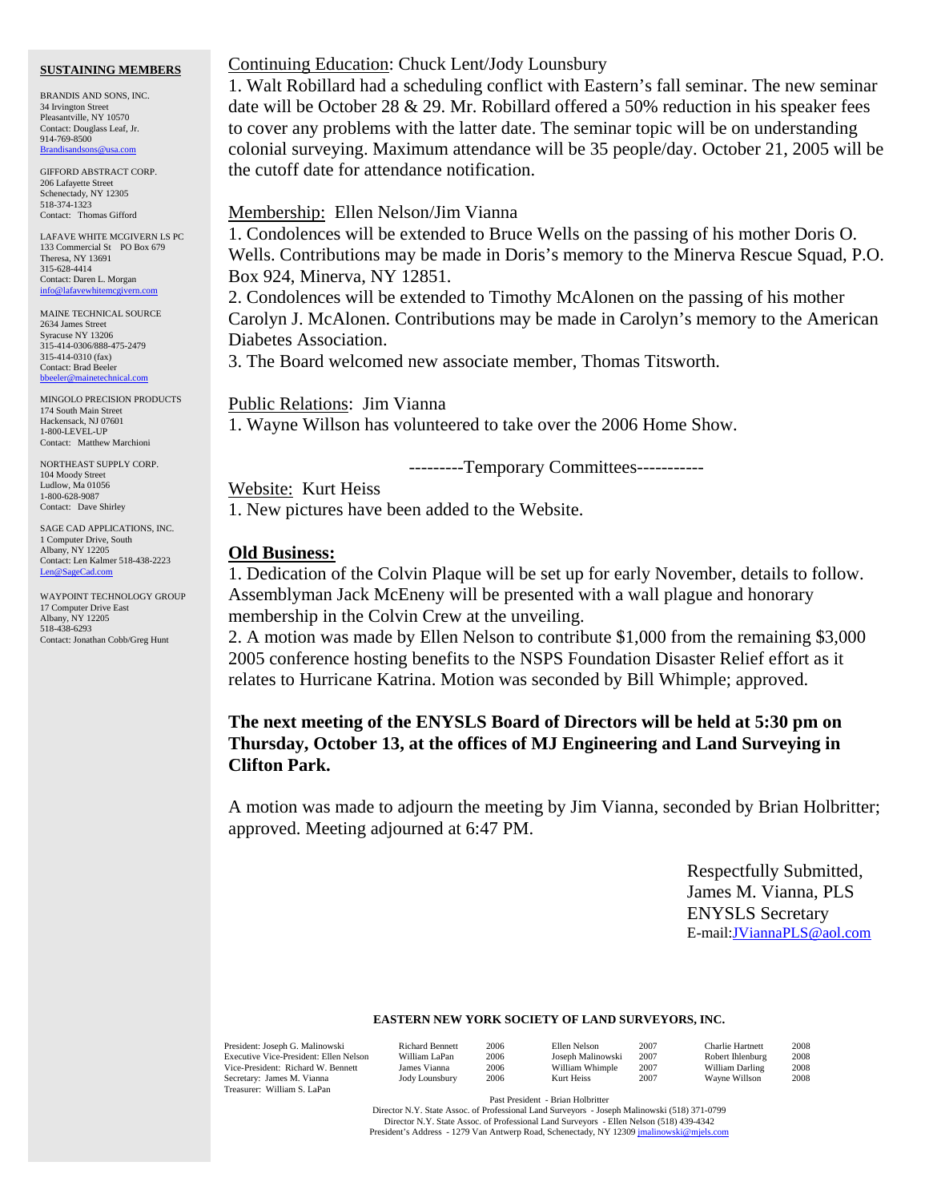**SUSTAINING MEMBERS**

BRANDIS AND SONS, INC.
34 Irvington Street
Pleasantville, NY 10570
Contact: Douglass Leaf, Jr.
914-769-8500
Brandisandsons@usa.com

GIFFORD ABSTRACT CORP.
206 Lafayette Street
Schenectady, NY 12305
518-374-1323
Contact: Thomas Gifford

LAFAVE WHITE MCGIVERN LS PC
133 Commercial St PO Box 679
Theresa, NY 13691
315-628-4414
Contact: Daren L. Morgan
info@lafavewhitemcgivern.com

MAINE TECHNICAL SOURCE
2634 James Street
Syracuse NY 13206
315-414-0306/888-475-2479
315-414-0310 (fax)
Contact: Brad Beeler
bbeeler@mainetechnical.com

MINGOLO PRECISION PRODUCTS
174 South Main Street
Hackensack, NJ 07601
1-800-LEVEL-UP
Contact: Matthew Marchioni

NORTHEAST SUPPLY CORP.
104 Moody Street
Ludlow, Ma 01056
1-800-628-9087
Contact: Dave Shirley

SAGE CAD APPLICATIONS, INC.
1 Computer Drive, South
Albany, NY 12205
Contact: Len Kalmer 518-438-2223
Len@SageCad.com

WAYPOINT TECHNOLOGY GROUP
17 Computer Drive East
Albany, NY 12205
518-438-6293
Contact: Jonathan Cobb/Greg Hunt

Continuing Education: Chuck Lent/Jody Lounsbury

1. Walt Robillard had a scheduling conflict with Eastern's fall seminar. The new seminar date will be October 28 & 29. Mr. Robillard offered a 50% reduction in his speaker fees to cover any problems with the latter date. The seminar topic will be on understanding colonial surveying. Maximum attendance will be 35 people/day. October 21, 2005 will be the cutoff date for attendance notification.

Membership: Ellen Nelson/Jim Vianna

1. Condolences will be extended to Bruce Wells on the passing of his mother Doris O. Wells. Contributions may be made in Doris's memory to the Minerva Rescue Squad, P.O. Box 924, Minerva, NY 12851.
2. Condolences will be extended to Timothy McAlonen on the passing of his mother Carolyn J. McAlonen. Contributions may be made in Carolyn's memory to the American Diabetes Association.
3. The Board welcomed new associate member, Thomas Titsworth.

Public Relations: Jim Vianna

1. Wayne Willson has volunteered to take over the 2006 Home Show.

---------Temporary Committees-----------

Website: Kurt Heiss

1. New pictures have been added to the Website.

**Old Business:**

1. Dedication of the Colvin Plaque will be set up for early November, details to follow. Assemblyman Jack McEneny will be presented with a wall plague and honorary membership in the Colvin Crew at the unveiling.
2. A motion was made by Ellen Nelson to contribute $1,000 from the remaining $3,000 2005 conference hosting benefits to the NSPS Foundation Disaster Relief effort as it relates to Hurricane Katrina. Motion was seconded by Bill Whimple; approved.

**The next meeting of the ENYSLS Board of Directors will be held at 5:30 pm on Thursday, October 13, at the offices of MJ Engineering and Land Surveying in Clifton Park.**

A motion was made to adjourn the meeting by Jim Vianna, seconded by Brian Holbritter; approved. Meeting adjourned at 6:47 PM.

Respectfully Submitted,
James M. Vianna, PLS
ENYSLS Secretary
E-mail:JViannaPLS@aol.com

**EASTERN NEW YORK SOCIETY OF LAND SURVEYORS, INC.**

| | | | | | | | |
|---|---|---|---|---|---|---|---|
| President: Joseph G. Malinowski | Richard Bennett | 2006 | Ellen Nelson | 2007 | Charlie Hartnett | 2008 |
| Executive Vice-President: Ellen Nelson | William LaPan | 2006 | Joseph Malinowski | 2007 | Robert Ihlenburg | 2008 |
| Vice-President: Richard W. Bennett | James Vianna | 2006 | William Whimple | 2007 | William Darling | 2008 |
| Secretary: James M. Vianna | Jody Lounsbury | 2006 | Kurt Heiss | 2007 | Wayne Willson | 2008 |
| Treasurer: William S. LaPan | | | | | | |

Past President - Brian Holbritter
Director N.Y. State Assoc. of Professional Land Surveyors - Joseph Malinowski (518) 371-0799
Director N.Y. State Assoc. of Professional Land Surveyors - Ellen Nelson (518) 439-4342
President's Address - 1279 Van Antwerp Road, Schenectady, NY 12309 jmalinowski@mjels.com